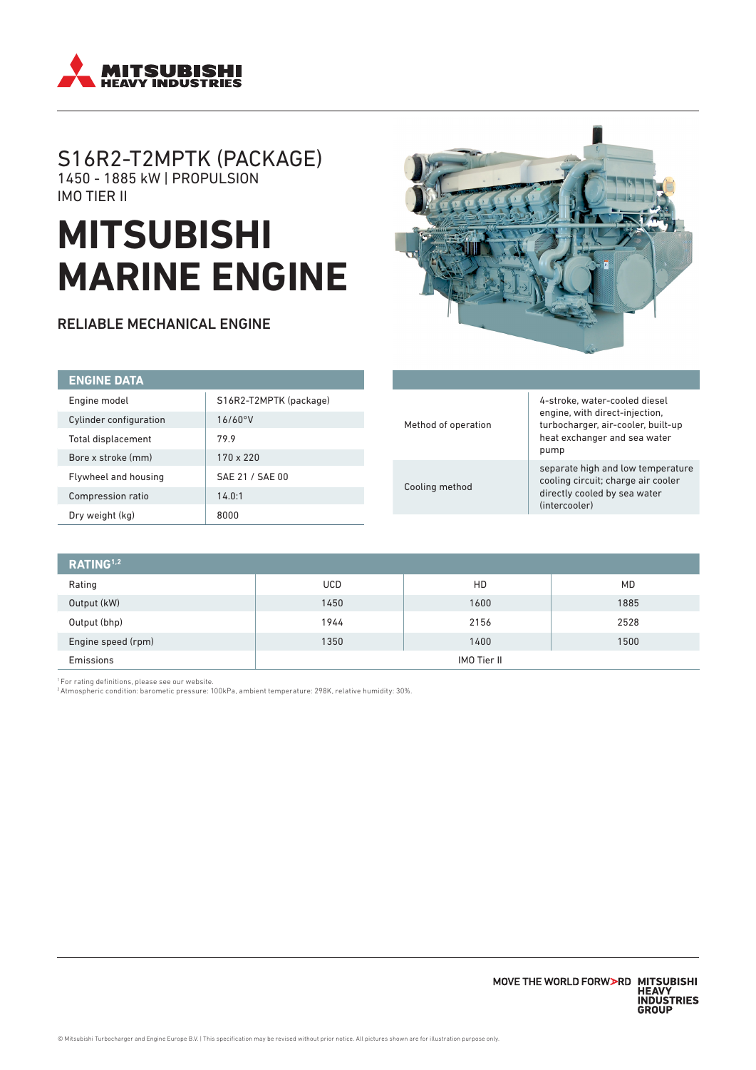# S16R2-T2MPTK (PACKAGE)

1450 - 1885 kW | PROPULSION

IMO TIER II

# MITSUBISHI MARINE ENGINE

## RELIABLE MECHANICAL ENGINE

| ENGINE DATA | |
|---|---|
| Engine model | S16R2-T2MPTK (package) |
| Cylinder configuration | 16/60°V |
| Total displacement | 79.9 |
| Bore x stroke (mm) | 170 x 220 |
| Flywheel and housing | SAE 21 / SAE 00 |
| Compression ratio | 14.0:1 |
| Dry weight (kg) | 8000 |

| | |
|---|---|
| Method of operation | 4-stroke, water-cooled diesel engine, with direct-injection, turbocharger, air-cooler, built-up heat exchanger and sea water pump |
| Cooling method | separate high and low temperature cooling circuit; charge air cooler directly cooled by sea water (intercooler) |

| RATING[1,2] | | | |
|---|---|---|---|
| Rating | UCD | HD | MD |
| Output (kW) | 1450 | 1600 | 1885 |
| Output (bhp) | 1944 | 2156 | 2528 |
| Engine speed (rpm) | 1350 | 1400 | 1500 |
| Emissions | IMO Tier II | | |

[1] For rating definitions, please see our website.

[2] Atmospheric condition: barometic pressure: 100kPa, ambient temperature: 298K, relative humidity: 30%.

MOVE THE WORLD FORWARD MITSUBISHI HEAVY INDUSTRIES GROUP

© Mitsubishi Turbocharger and Engine Europe B.V. | This specification may be revised without prior notice. All pictures shown are for illustration purpose only.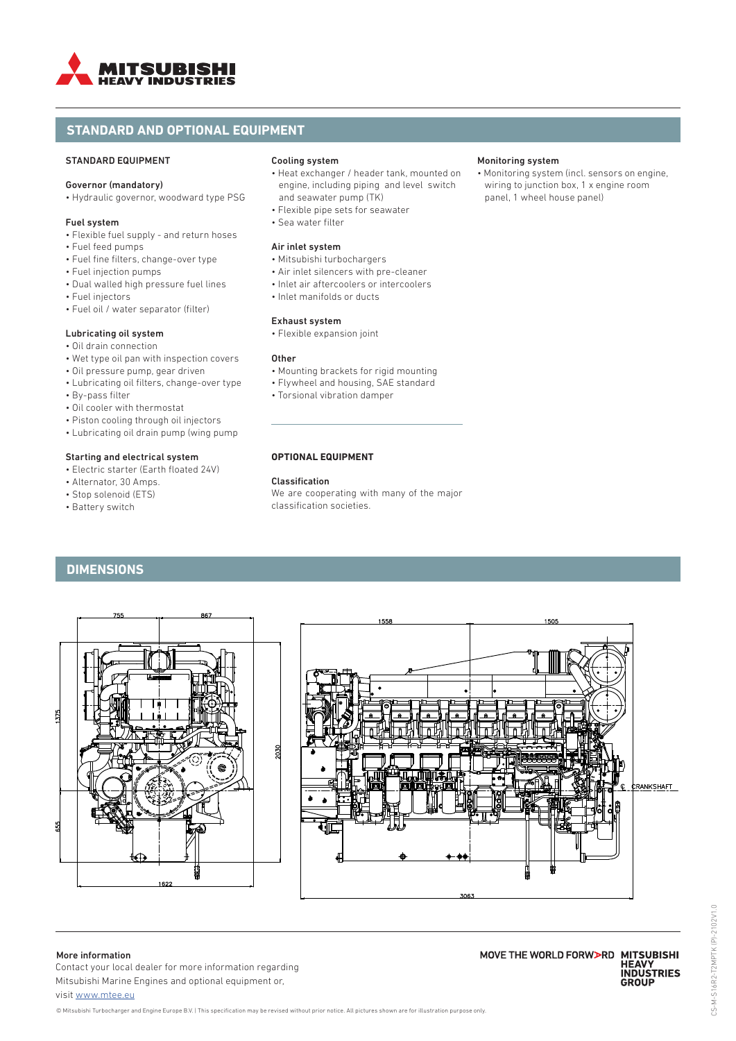## STANDARD AND OPTIONAL EQUIPMENT

### STANDARD EQUIPMENT

#### Governor (mandatory)
- Hydraulic governor, woodward type PSG

#### Fuel system
- Flexible fuel supply - and return hoses
- Fuel feed pumps
- Fuel fine filters, change-over type
- Fuel injection pumps
- Dual walled high pressure fuel lines
- Fuel injectors
- Fuel oil / water separator (filter)

#### Lubricating oil system
- Oil drain connection
- Wet type oil pan with inspection covers
- Oil pressure pump, gear driven
- Lubricating oil filters, change-over type
- By-pass filter
- Oil cooler with thermostat
- Piston cooling through oil injectors
- Lubricating oil drain pump (wing pump

#### Starting and electrical system
- Electric starter (Earth floated 24V)
- Alternator, 30 Amps.
- Stop solenoid (ETS)
- Battery switch

#### Cooling system
- Heat exchanger / header tank, mounted on engine, including piping and level switch and seawater pump (TK)
- Flexible pipe sets for seawater
- Sea water filter

#### Air inlet system
- Mitsubishi turbochargers
- Air inlet silencers with pre-cleaner
- Inlet air aftercoolers or intercoolers
- Inlet manifolds or ducts

#### Exhaust system
- Flexible expansion joint

#### Other
- Mounting brackets for rigid mounting
- Flywheel and housing, SAE standard
- Torsional vibration damper

#### Monitoring system
- Monitoring system (incl. sensors on engine, wiring to junction box, 1 x engine room panel, 1 wheel house panel)

### OPTIONAL EQUIPMENT

#### Classification
We are cooperating with many of the major classification societies.

## DIMENSIONS

755
867
1375
655
2030
1622
1558
1505
CRANKSHAFT
3063

#### More information
Contact your local dealer for more information regarding Mitsubishi Marine Engines and optional equipment or, visit www.mtee.eu

MOVE THE WORLD FORWARD MITSUBISHI HEAVY INDUSTRIES GROUP

© Mitsubishi Turbocharger and Engine Europe B.V. | This specification may be revised without prior notice. All pictures shown are for illustration purpose only.

CS-M-S16R2-T2MPTK (P)-2102V1.0